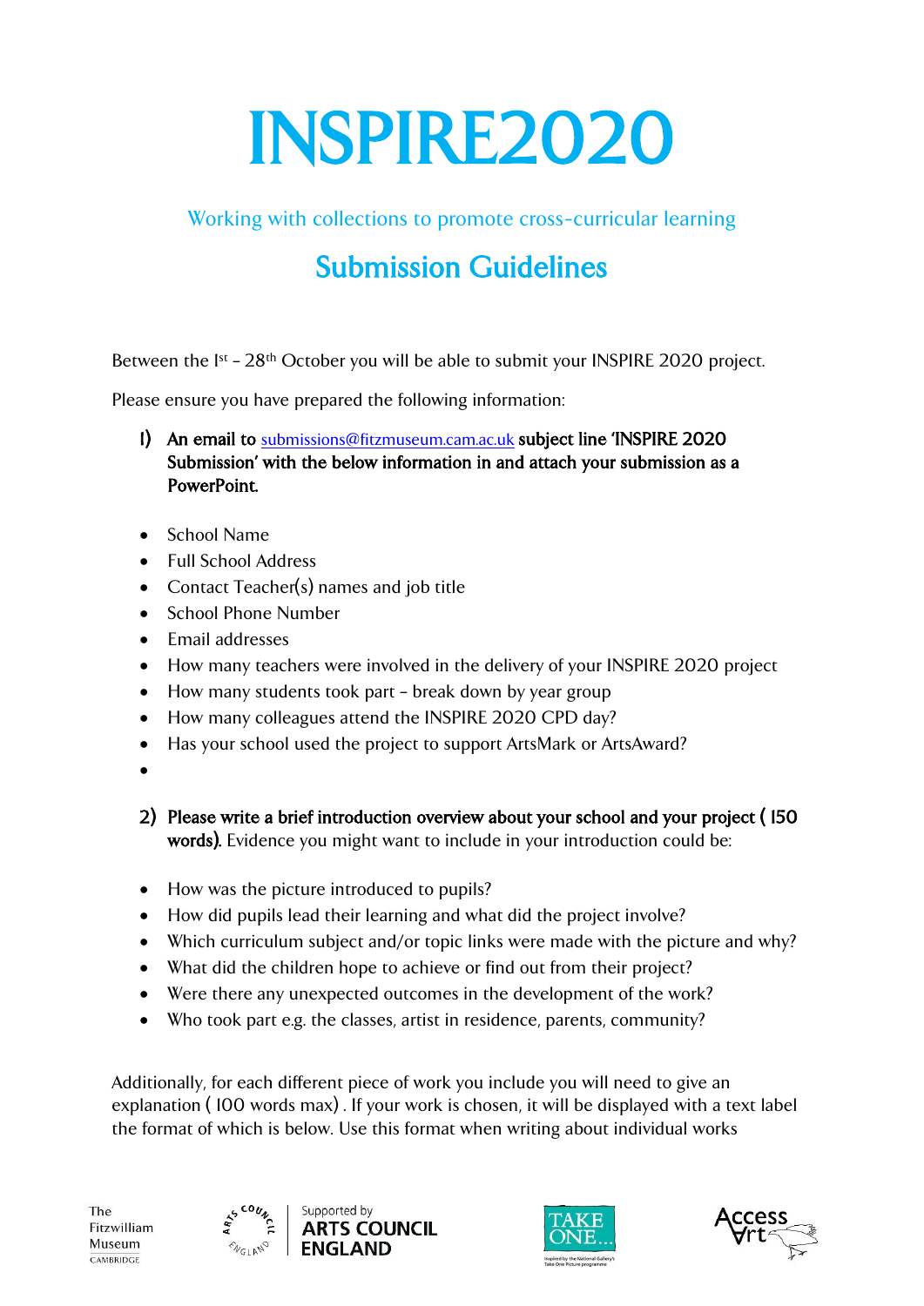# INSPIRE2020

Working with collections to promote cross-curricular learning

## Submission Guidelines

Between the 1st – 28th October you will be able to submit your INSPIRE 2020 project.

Please ensure you have prepared the following information:

1) **An email to submissions@fitzmuseum.cam.ac.uk subject line 'INSPIRE 2020 Submission' with the below information in and attach your submission as a PowerPoint.**

- School Name
- Full School Address
- Contact Teacher(s) names and job title
- School Phone Number
- Email addresses
- How many teachers were involved in the delivery of your INSPIRE 2020 project
- How many students took part – break down by year group
- How many colleagues attend the INSPIRE 2020 CPD day?
- Has your school used the project to support ArtsMark or ArtsAward?
- 

2) **Please write a brief introduction overview about your school and your project ( 150 words).** Evidence you might want to include in your introduction could be:

- How was the picture introduced to pupils?
- How did pupils lead their learning and what did the project involve?
- Which curriculum subject and/or topic links were made with the picture and why?
- What did the children hope to achieve or find out from their project?
- Were there any unexpected outcomes in the development of the work?
- Who took part e.g. the classes, artist in residence, parents, community?

Additionally, for each different piece of work you include you will need to give an explanation ( 100 words max) . If your work is chosen, it will be displayed with a text label the format of which is below. Use this format when writing about individual works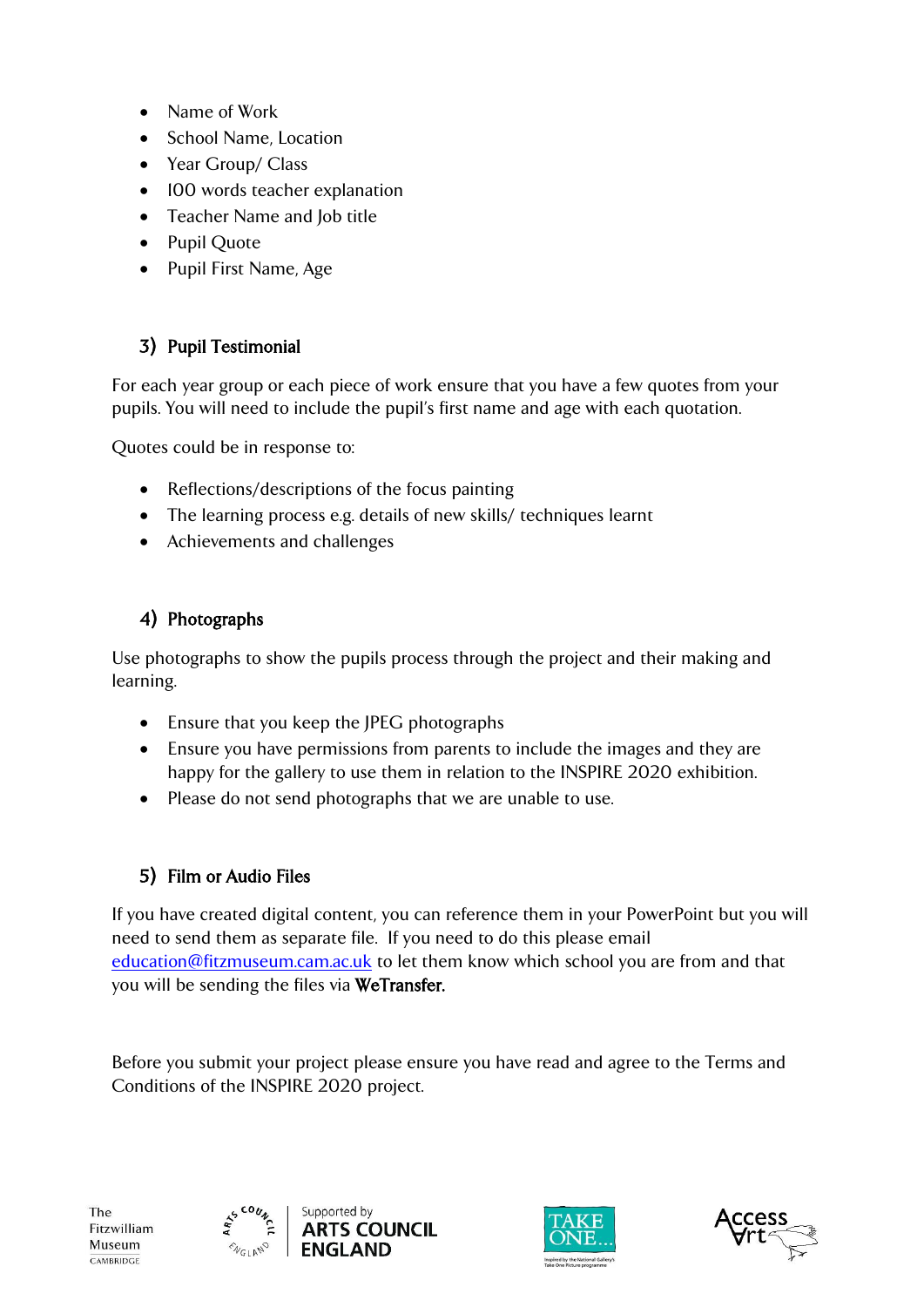- Name of Work
- School Name, Location
- Year Group/ Class
- 100 words teacher explanation
- Teacher Name and Job title
- Pupil Quote
- Pupil First Name, Age

## 3) Pupil Testimonial

For each year group or each piece of work ensure that you have a few quotes from your pupils. You will need to include the pupil's first name and age with each quotation.

Quotes could be in response to:

- Reflections/descriptions of the focus painting
- The learning process e.g. details of new skills/ techniques learnt
- Achievements and challenges

## 4) Photographs

Use photographs to show the pupils process through the project and their making and learning.

- Ensure that you keep the JPEG photographs
- Ensure you have permissions from parents to include the images and they are happy for the gallery to use them in relation to the INSPIRE 2020 exhibition.
- Please do not send photographs that we are unable to use.

## 5) Film or Audio Files

If you have created digital content, you can reference them in your PowerPoint but you will need to send them as separate file. If you need to do this please email education@fitzmuseum.cam.ac.uk to let them know which school you are from and that you will be sending the files via **WeTransfer.**

Before you submit your project please ensure you have read and agree to the Terms and Conditions of the INSPIRE 2020 project.

The Fitzwilliam Museum CAMBRIDGE

Supported by ARTS COUNCIL ENGLAND

TAKE ONE...

Access Art